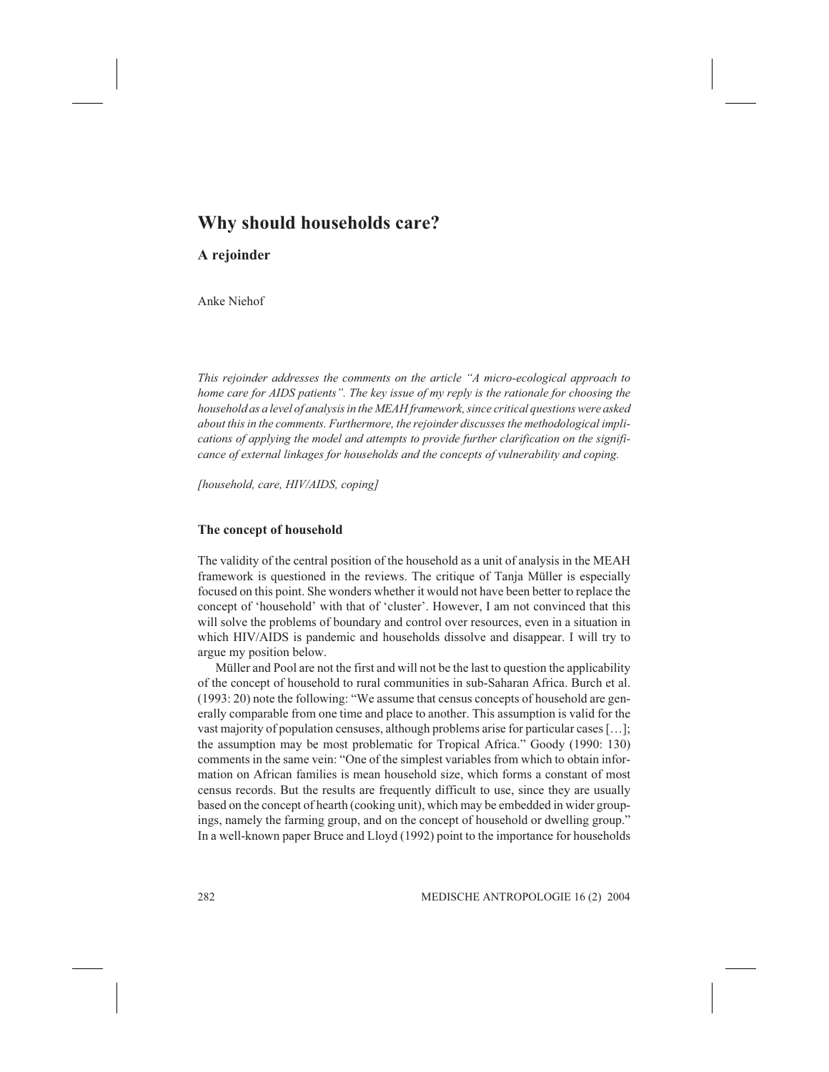# Why should households care?

## A rejoinder

Anke Niehof

*This rejoinder addresses the comments on the article "A micro-ecological approach to home care for AIDS patients". The key issue of my reply is the rationale for choosing the household as a level of analysis in the MEAH framework, since critical questions were asked about this in the comments. Furthermore, the rejoinder discusses the methodological implications of applying the model and attempts to provide further clarification on the significance of external linkages for households and the concepts of vulnerability and coping.*

*[household, care, HIV/AIDS, coping]*

### The concept of household

The validity of the central position of the household as a unit of analysis in the MEAH framework is questioned in the reviews. The critique of Tanja Müller is especially focused on this point. She wonders whether it would not have been better to replace the concept of 'household' with that of 'cluster'. However, I am not convinced that this will solve the problems of boundary and control over resources, even in a situation in which HIV/AIDS is pandemic and households dissolve and disappear. I will try to argue my position below.

Müller and Pool are not the first and will not be the last to question the applicability of the concept of household to rural communities in sub-Saharan Africa. Burch et al. (1993: 20) note the following: "We assume that census concepts of household are generally comparable from one time and place to another. This assumption is valid for the vast majority of population censuses, although problems arise for particular cases […]; the assumption may be most problematic for Tropical Africa." Goody (1990: 130) comments in the same vein: "One of the simplest variables from which to obtain information on African families is mean household size, which forms a constant of most census records. But the results are frequently difficult to use, since they are usually based on the concept of hearth (cooking unit), which may be embedded in wider groupings, namely the farming group, and on the concept of household or dwelling group." In a well-known paper Bruce and Lloyd (1992) point to the importance for households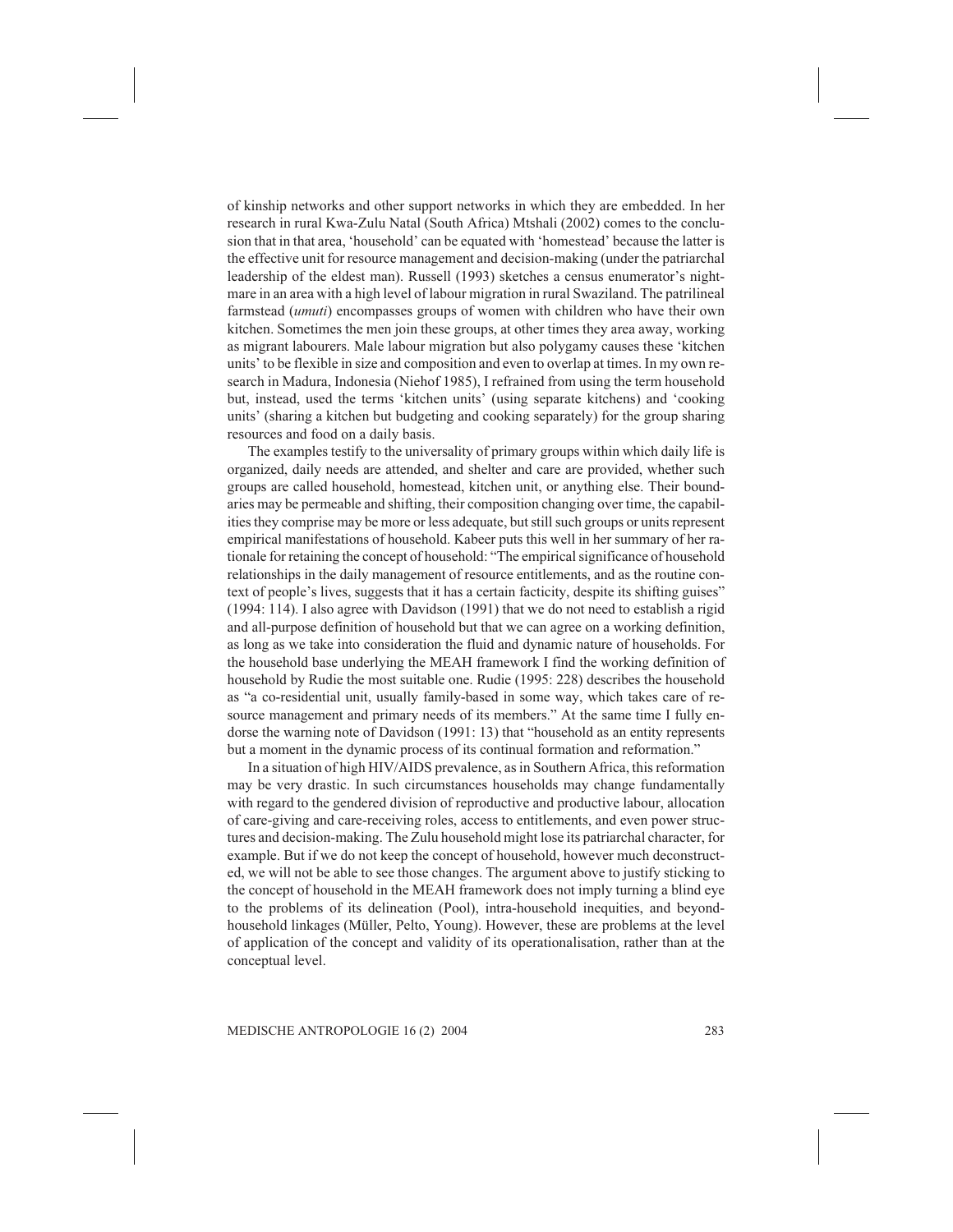of kinship networks and other support networks in which they are embedded. In her research in rural Kwa-Zulu Natal (South Africa) Mtshali (2002) comes to the conclusion that in that area, 'household' can be equated with 'homestead' because the latter is the effective unit for resource management and decision-making (under the patriarchal leadership of the eldest man). Russell (1993) sketches a census enumerator's nightmare in an area with a high level of labour migration in rural Swaziland. The patrilineal farmstead (*umuti*) encompasses groups of women with children who have their own kitchen. Sometimes the men join these groups, at other times they area away, working as migrant labourers. Male labour migration but also polygamy causes these 'kitchen units' to be flexible in size and composition and even to overlap at times. In my own research in Madura, Indonesia (Niehof 1985), I refrained from using the term household but, instead, used the terms 'kitchen units' (using separate kitchens) and 'cooking units' (sharing a kitchen but budgeting and cooking separately) for the group sharing resources and food on a daily basis.

The examples testify to the universality of primary groups within which daily life is organized, daily needs are attended, and shelter and care are provided, whether such groups are called household, homestead, kitchen unit, or anything else. Their boundaries may be permeable and shifting, their composition changing over time, the capabilities they comprise may be more or less adequate, but still such groups or units represent empirical manifestations of household. Kabeer puts this well in her summary of her rationale for retaining the concept of household: "The empirical significance of household relationships in the daily management of resource entitlements, and as the routine context of people's lives, suggests that it has a certain facticity, despite its shifting guises" (1994: 114). I also agree with Davidson (1991) that we do not need to establish a rigid and all-purpose definition of household but that we can agree on a working definition, as long as we take into consideration the fluid and dynamic nature of households. For the household base underlying the MEAH framework I find the working definition of household by Rudie the most suitable one. Rudie (1995: 228) describes the household as "a co-residential unit, usually family-based in some way, which takes care of resource management and primary needs of its members." At the same time I fully endorse the warning note of Davidson (1991: 13) that "household as an entity represents but a moment in the dynamic process of its continual formation and reformation."

In a situation of high HIV/AIDS prevalence, as in Southern Africa, this reformation may be very drastic. In such circumstances households may change fundamentally with regard to the gendered division of reproductive and productive labour, allocation of care-giving and care-receiving roles, access to entitlements, and even power structures and decision-making. The Zulu household might lose its patriarchal character, for example. But if we do not keep the concept of household, however much deconstructed, we will not be able to see those changes. The argument above to justify sticking to the concept of household in the MEAH framework does not imply turning a blind eye to the problems of its delineation (Pool), intra-household inequities, and beyond-household linkages (Müller, Pelto, Young). However, these are problems at the level of application of the concept and validity of its operationalisation, rather than at the conceptual level.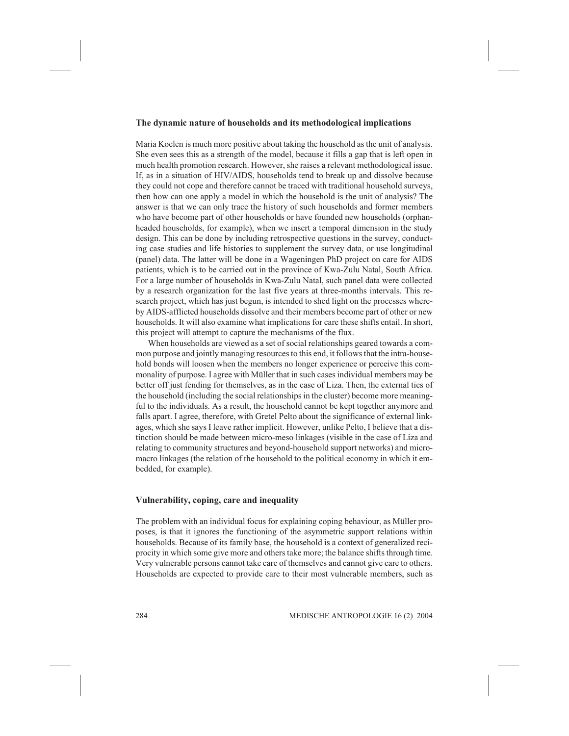### The dynamic nature of households and its methodological implications

Maria Koelen is much more positive about taking the household as the unit of analysis. She even sees this as a strength of the model, because it fills a gap that is left open in much health promotion research. However, she raises a relevant methodological issue. If, as in a situation of HIV/AIDS, households tend to break up and dissolve because they could not cope and therefore cannot be traced with traditional household surveys, then how can one apply a model in which the household is the unit of analysis? The answer is that we can only trace the history of such households and former members who have become part of other households or have founded new households (orphan-headed households, for example), when we insert a temporal dimension in the study design. This can be done by including retrospective questions in the survey, conducting case studies and life histories to supplement the survey data, or use longitudinal (panel) data. The latter will be done in a Wageningen PhD project on care for AIDS patients, which is to be carried out in the province of Kwa-Zulu Natal, South Africa. For a large number of households in Kwa-Zulu Natal, such panel data were collected by a research organization for the last five years at three-months intervals. This research project, which has just begun, is intended to shed light on the processes whereby AIDS-afflicted households dissolve and their members become part of other or new households. It will also examine what implications for care these shifts entail. In short, this project will attempt to capture the mechanisms of the flux.

When households are viewed as a set of social relationships geared towards a common purpose and jointly managing resources to this end, it follows that the intra-household bonds will loosen when the members no longer experience or perceive this commonality of purpose. I agree with Müller that in such cases individual members may be better off just fending for themselves, as in the case of Liza. Then, the external ties of the household (including the social relationships in the cluster) become more meaningful to the individuals. As a result, the household cannot be kept together anymore and falls apart. I agree, therefore, with Gretel Pelto about the significance of external linkages, which she says I leave rather implicit. However, unlike Pelto, I believe that a distinction should be made between micro-meso linkages (visible in the case of Liza and relating to community structures and beyond-household support networks) and micro-macro linkages (the relation of the household to the political economy in which it embedded, for example).

### Vulnerability, coping, care and inequality

The problem with an individual focus for explaining coping behaviour, as Müller proposes, is that it ignores the functioning of the asymmetric support relations within households. Because of its family base, the household is a context of generalized reciprocity in which some give more and others take more; the balance shifts through time. Very vulnerable persons cannot take care of themselves and cannot give care to others. Households are expected to provide care to their most vulnerable members, such as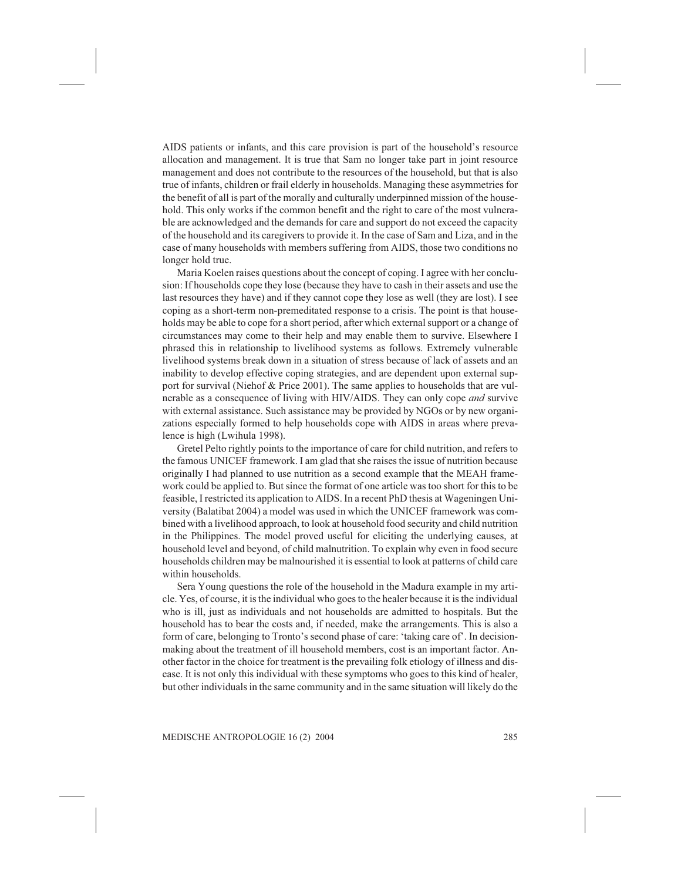AIDS patients or infants, and this care provision is part of the household's resource allocation and management. It is true that Sam no longer take part in joint resource management and does not contribute to the resources of the household, but that is also true of infants, children or frail elderly in households. Managing these asymmetries for the benefit of all is part of the morally and culturally underpinned mission of the household. This only works if the common benefit and the right to care of the most vulnerable are acknowledged and the demands for care and support do not exceed the capacity of the household and its caregivers to provide it. In the case of Sam and Liza, and in the case of many households with members suffering from AIDS, those two conditions no longer hold true.

Maria Koelen raises questions about the concept of coping. I agree with her conclusion: If households cope they lose (because they have to cash in their assets and use the last resources they have) and if they cannot cope they lose as well (they are lost). I see coping as a short-term non-premeditated response to a crisis. The point is that households may be able to cope for a short period, after which external support or a change of circumstances may come to their help and may enable them to survive. Elsewhere I phrased this in relationship to livelihood systems as follows. Extremely vulnerable livelihood systems break down in a situation of stress because of lack of assets and an inability to develop effective coping strategies, and are dependent upon external support for survival (Niehof & Price 2001). The same applies to households that are vulnerable as a consequence of living with HIV/AIDS. They can only cope *and* survive with external assistance. Such assistance may be provided by NGOs or by new organizations especially formed to help households cope with AIDS in areas where prevalence is high (Lwihula 1998).

Gretel Pelto rightly points to the importance of care for child nutrition, and refers to the famous UNICEF framework. I am glad that she raises the issue of nutrition because originally I had planned to use nutrition as a second example that the MEAH framework could be applied to. But since the format of one article was too short for this to be feasible, I restricted its application to AIDS. In a recent PhD thesis at Wageningen University (Balatibat 2004) a model was used in which the UNICEF framework was combined with a livelihood approach, to look at household food security and child nutrition in the Philippines. The model proved useful for eliciting the underlying causes, at household level and beyond, of child malnutrition. To explain why even in food secure households children may be malnourished it is essential to look at patterns of child care within households.

Sera Young questions the role of the household in the Madura example in my article. Yes, of course, it is the individual who goes to the healer because it is the individual who is ill, just as individuals and not households are admitted to hospitals. But the household has to bear the costs and, if needed, make the arrangements. This is also a form of care, belonging to Tronto's second phase of care: 'taking care of'. In decision-making about the treatment of ill household members, cost is an important factor. Another factor in the choice for treatment is the prevailing folk etiology of illness and disease. It is not only this individual with these symptoms who goes to this kind of healer, but other individuals in the same community and in the same situation will likely do the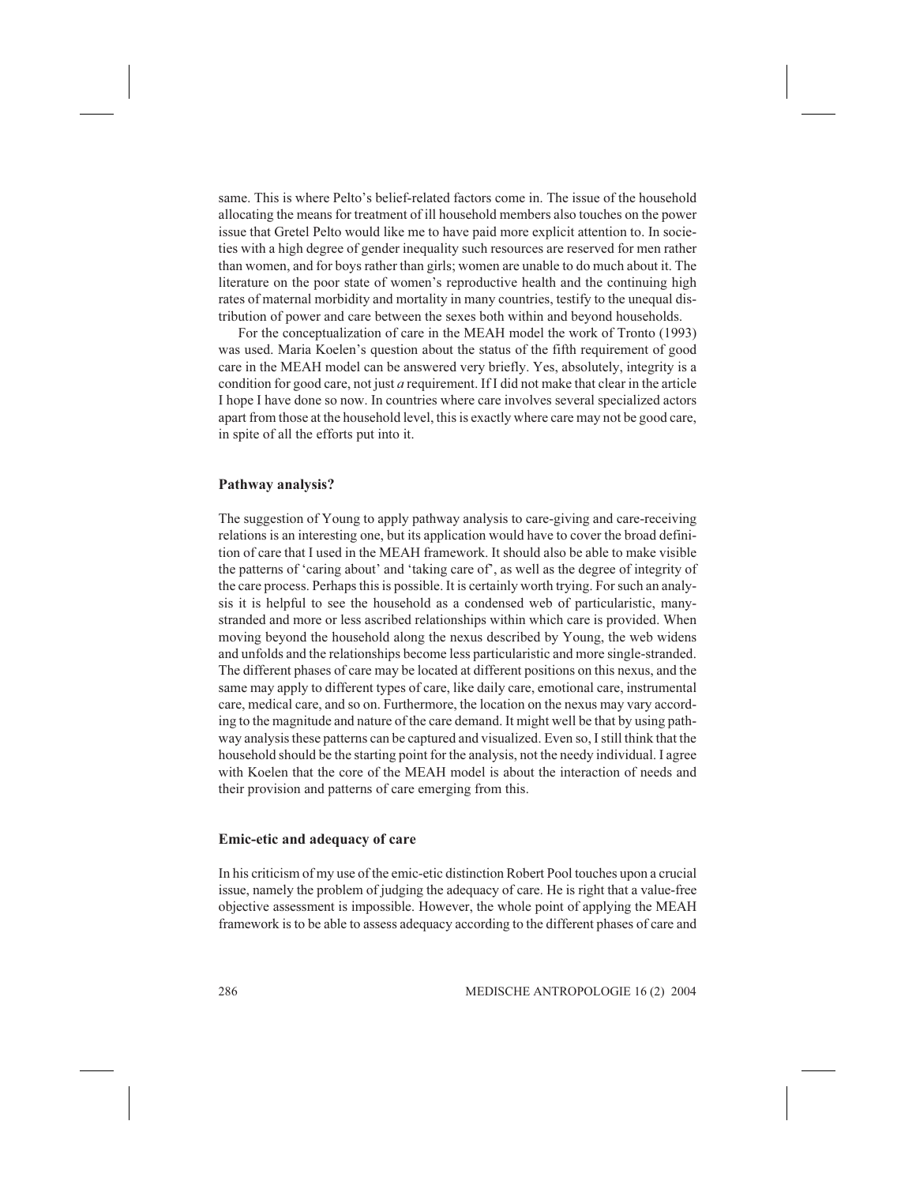same. This is where Pelto's belief-related factors come in. The issue of the household allocating the means for treatment of ill household members also touches on the power issue that Gretel Pelto would like me to have paid more explicit attention to. In societies with a high degree of gender inequality such resources are reserved for men rather than women, and for boys rather than girls; women are unable to do much about it. The literature on the poor state of women's reproductive health and the continuing high rates of maternal morbidity and mortality in many countries, testify to the unequal distribution of power and care between the sexes both within and beyond households.

For the conceptualization of care in the MEAH model the work of Tronto (1993) was used. Maria Koelen's question about the status of the fifth requirement of good care in the MEAH model can be answered very briefly. Yes, absolutely, integrity is a condition for good care, not just *a* requirement. If I did not make that clear in the article I hope I have done so now. In countries where care involves several specialized actors apart from those at the household level, this is exactly where care may not be good care, in spite of all the efforts put into it.

### Pathway analysis?

The suggestion of Young to apply pathway analysis to care-giving and care-receiving relations is an interesting one, but its application would have to cover the broad definition of care that I used in the MEAH framework. It should also be able to make visible the patterns of 'caring about' and 'taking care of', as well as the degree of integrity of the care process. Perhaps this is possible. It is certainly worth trying. For such an analysis it is helpful to see the household as a condensed web of particularistic, many-stranded and more or less ascribed relationships within which care is provided. When moving beyond the household along the nexus described by Young, the web widens and unfolds and the relationships become less particularistic and more single-stranded. The different phases of care may be located at different positions on this nexus, and the same may apply to different types of care, like daily care, emotional care, instrumental care, medical care, and so on. Furthermore, the location on the nexus may vary according to the magnitude and nature of the care demand. It might well be that by using pathway analysis these patterns can be captured and visualized. Even so, I still think that the household should be the starting point for the analysis, not the needy individual. I agree with Koelen that the core of the MEAH model is about the interaction of needs and their provision and patterns of care emerging from this.

### Emic-etic and adequacy of care

In his criticism of my use of the emic-etic distinction Robert Pool touches upon a crucial issue, namely the problem of judging the adequacy of care. He is right that a value-free objective assessment is impossible. However, the whole point of applying the MEAH framework is to be able to assess adequacy according to the different phases of care and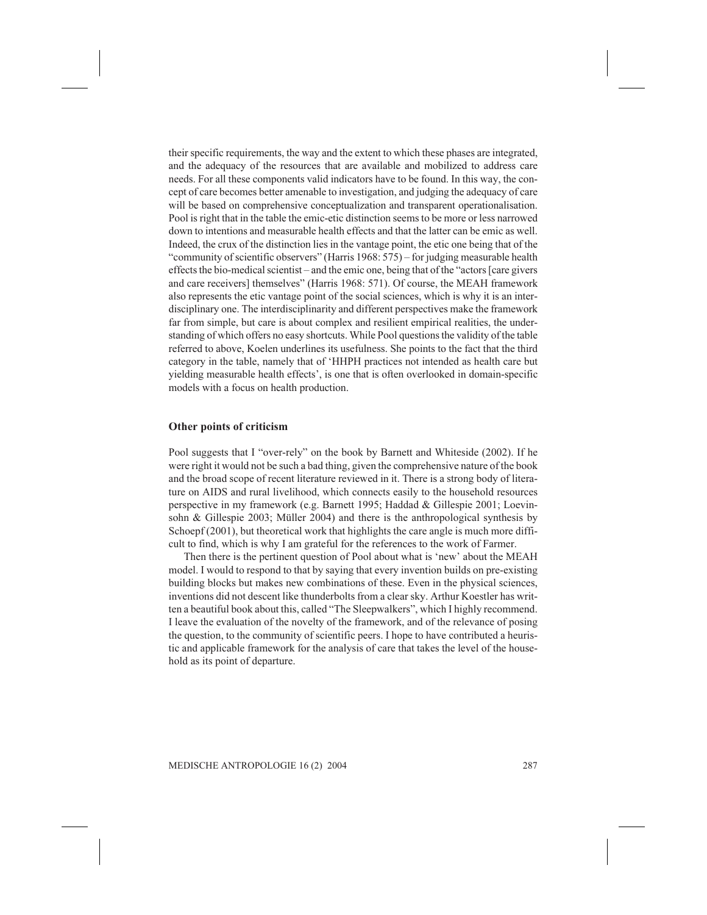their specific requirements, the way and the extent to which these phases are integrated, and the adequacy of the resources that are available and mobilized to address care needs. For all these components valid indicators have to be found. In this way, the concept of care becomes better amenable to investigation, and judging the adequacy of care will be based on comprehensive conceptualization and transparent operationalisation. Pool is right that in the table the emic-etic distinction seems to be more or less narrowed down to intentions and measurable health effects and that the latter can be emic as well. Indeed, the crux of the distinction lies in the vantage point, the etic one being that of the "community of scientific observers" (Harris 1968: 575) – for judging measurable health effects the bio-medical scientist – and the emic one, being that of the "actors [care givers and care receivers] themselves" (Harris 1968: 571). Of course, the MEAH framework also represents the etic vantage point of the social sciences, which is why it is an interdisciplinary one. The interdisciplinarity and different perspectives make the framework far from simple, but care is about complex and resilient empirical realities, the understanding of which offers no easy shortcuts. While Pool questions the validity of the table referred to above, Koelen underlines its usefulness. She points to the fact that the third category in the table, namely that of 'HHPH practices not intended as health care but yielding measurable health effects', is one that is often overlooked in domain-specific models with a focus on health production.

### Other points of criticism

Pool suggests that I "over-rely" on the book by Barnett and Whiteside (2002). If he were right it would not be such a bad thing, given the comprehensive nature of the book and the broad scope of recent literature reviewed in it. There is a strong body of literature on AIDS and rural livelihood, which connects easily to the household resources perspective in my framework (e.g. Barnett 1995; Haddad & Gillespie 2001; Loevinsohn & Gillespie 2003; Müller 2004) and there is the anthropological synthesis by Schoepf (2001), but theoretical work that highlights the care angle is much more difficult to find, which is why I am grateful for the references to the work of Farmer.

Then there is the pertinent question of Pool about what is 'new' about the MEAH model. I would to respond to that by saying that every invention builds on pre-existing building blocks but makes new combinations of these. Even in the physical sciences, inventions did not descent like thunderbolts from a clear sky. Arthur Koestler has written a beautiful book about this, called "The Sleepwalkers", which I highly recommend. I leave the evaluation of the novelty of the framework, and of the relevance of posing the question, to the community of scientific peers. I hope to have contributed a heuristic and applicable framework for the analysis of care that takes the level of the household as its point of departure.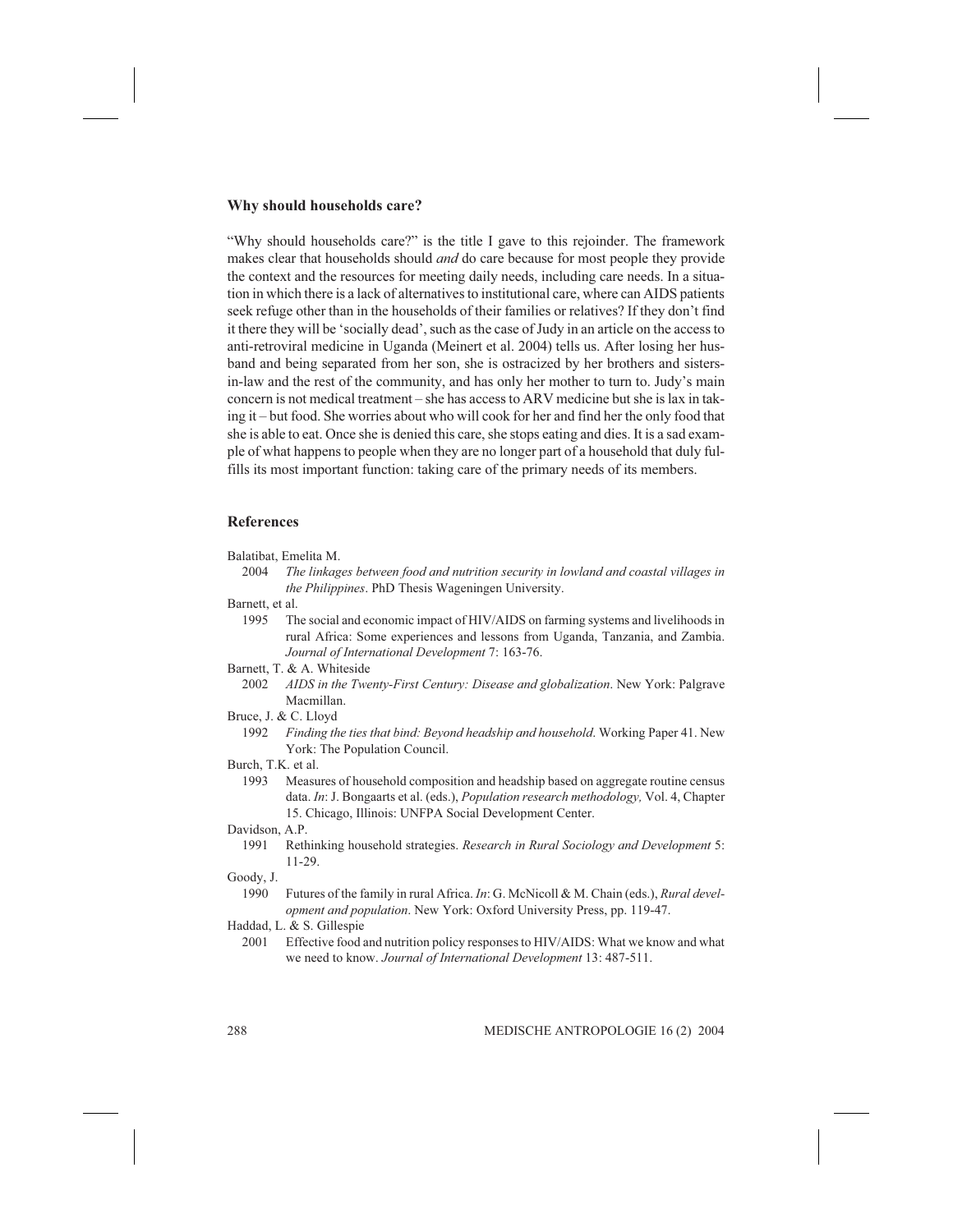## Why should households care?

"Why should households care?" is the title I gave to this rejoinder. The framework makes clear that households should *and* do care because for most people they provide the context and the resources for meeting daily needs, including care needs. In a situation in which there is a lack of alternatives to institutional care, where can AIDS patients seek refuge other than in the households of their families or relatives? If they don't find it there they will be 'socially dead', such as the case of Judy in an article on the access to anti-retroviral medicine in Uganda (Meinert et al. 2004) tells us. After losing her husband and being separated from her son, she is ostracized by her brothers and sisters-in-law and the rest of the community, and has only her mother to turn to. Judy's main concern is not medical treatment – she has access to ARV medicine but she is lax in taking it – but food. She worries about who will cook for her and find her the only food that she is able to eat. Once she is denied this care, she stops eating and dies. It is a sad example of what happens to people when they are no longer part of a household that duly fulfills its most important function: taking care of the primary needs of its members.

## References

Balatibat, Emelita M.
2004 *The linkages between food and nutrition security in lowland and coastal villages in the Philippines*. PhD Thesis Wageningen University.

Barnett, et al.
1995 The social and economic impact of HIV/AIDS on farming systems and livelihoods in rural Africa: Some experiences and lessons from Uganda, Tanzania, and Zambia. *Journal of International Development* 7: 163-76.

Barnett, T. & A. Whiteside
2002 *AIDS in the Twenty-First Century: Disease and globalization*. New York: Palgrave Macmillan.

Bruce, J. & C. Lloyd
1992 *Finding the ties that bind: Beyond headship and household*. Working Paper 41. New York: The Population Council.

Burch, T.K. et al.
1993 Measures of household composition and headship based on aggregate routine census data. *In*: J. Bongaarts et al. (eds.), *Population research methodology,* Vol. 4, Chapter 15. Chicago, Illinois: UNFPA Social Development Center.

Davidson, A.P.
1991 Rethinking household strategies. *Research in Rural Sociology and Development* 5: 11-29.

Goody, J.
1990 Futures of the family in rural Africa. *In*: G. McNicoll & M. Chain (eds.), *Rural development and population*. New York: Oxford University Press, pp. 119-47.

Haddad, L. & S. Gillespie
2001 Effective food and nutrition policy responses to HIV/AIDS: What we know and what we need to know. *Journal of International Development* 13: 487-511.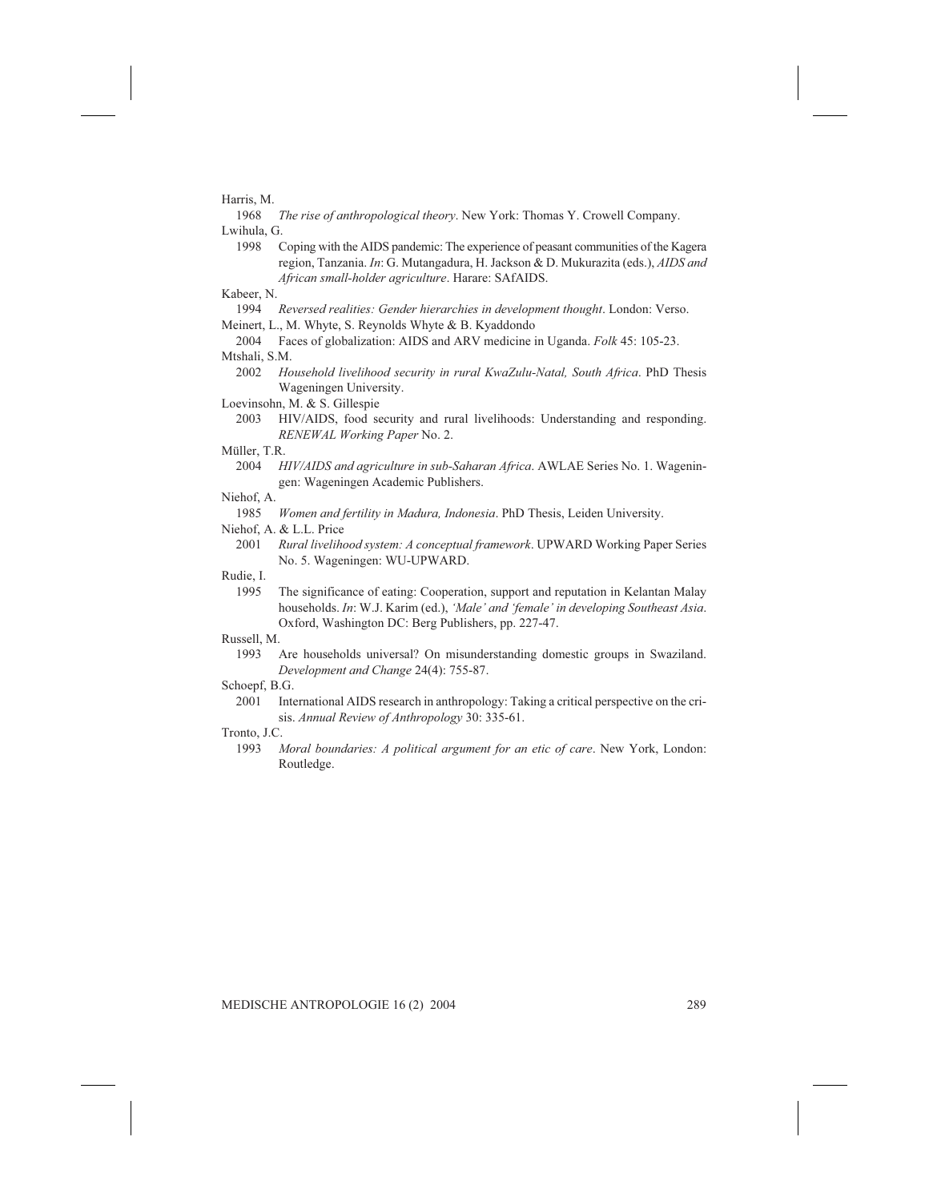Harris, M.

1968 *The rise of anthropological theory*. New York: Thomas Y. Crowell Company.

Lwihula, G.

1998 Coping with the AIDS pandemic: The experience of peasant communities of the Kagera region, Tanzania. *In*: G. Mutangadura, H. Jackson & D. Mukurazita (eds.), *AIDS and African small-holder agriculture*. Harare: SAfAIDS.

Kabeer, N.

1994 *Reversed realities: Gender hierarchies in development thought*. London: Verso.

Meinert, L., M. Whyte, S. Reynolds Whyte & B. Kyaddondo

2004 Faces of globalization: AIDS and ARV medicine in Uganda. *Folk* 45: 105-23.

Mtshali, S.M.

2002 *Household livelihood security in rural KwaZulu-Natal, South Africa*. PhD Thesis Wageningen University.

Loevinsohn, M. & S. Gillespie

2003 HIV/AIDS, food security and rural livelihoods: Understanding and responding. *RENEWAL Working Paper* No. 2.

Müller, T.R.

2004 *HIV/AIDS and agriculture in sub-Saharan Africa*. AWLAE Series No. 1. Wageningen: Wageningen Academic Publishers.

Niehof, A.

1985 *Women and fertility in Madura, Indonesia*. PhD Thesis, Leiden University.

Niehof, A. & L.L. Price

2001 *Rural livelihood system: A conceptual framework*. UPWARD Working Paper Series No. 5. Wageningen: WU-UPWARD.

Rudie, I.

1995 The significance of eating: Cooperation, support and reputation in Kelantan Malay households. *In*: W.J. Karim (ed.), *'Male' and 'female' in developing Southeast Asia*. Oxford, Washington DC: Berg Publishers, pp. 227-47.

Russell, M.

1993 Are households universal? On misunderstanding domestic groups in Swaziland. *Development and Change* 24(4): 755-87.

Schoepf, B.G.

2001 International AIDS research in anthropology: Taking a critical perspective on the crisis. *Annual Review of Anthropology* 30: 335-61.

Tronto, J.C.

1993 *Moral boundaries: A political argument for an etic of care*. New York, London: Routledge.